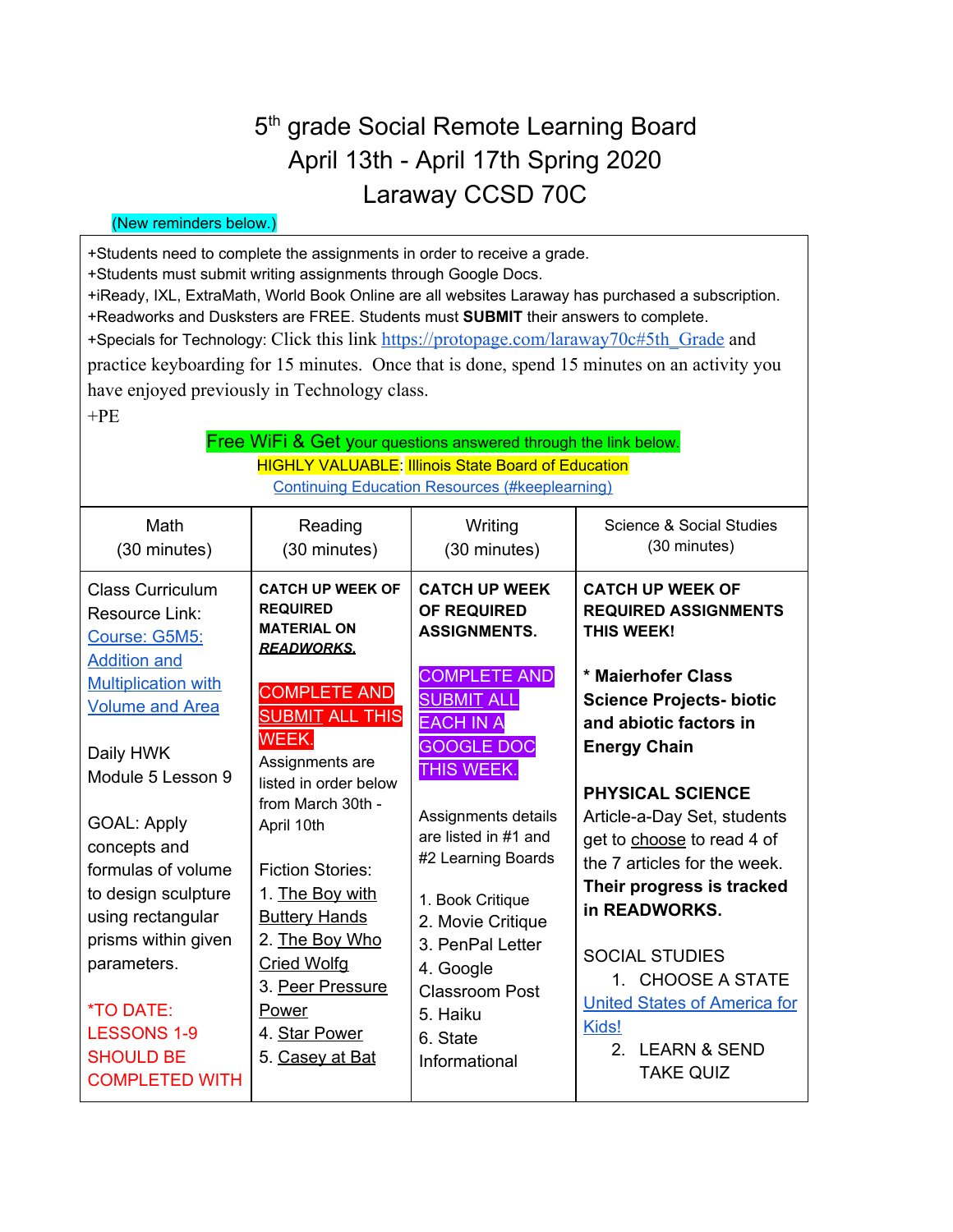# 5th grade Social Remote Learning Board

## April 13th - April 17th Spring 2020

## Laraway CCSD 70C

(New reminders below.)

+Students need to complete the assignments in order to receive a grade.
+Students must submit writing assignments through Google Docs.
+iReady, IXL, ExtraMath, World Book Online are all websites Laraway has purchased a subscription.
+Readworks and Dusksters are FREE. Students must **SUBMIT** their answers to complete.
+Specials for Technology: Click this link https://protopage.com/laraway70c#5th_Grade and practice keyboarding for 15 minutes. Once that is done, spend 15 minutes on an activity you have enjoyed previously in Technology class.
+PE

Free WiFi & Get your questions answered through the link below.
HIGHLY VALUABLE: Illinois State Board of Education
Continuing Education Resources (#keeplearning)

| Math (30 minutes) | Reading (30 minutes) | Writing (30 minutes) | Science & Social Studies (30 minutes) |
|---|---|---|---|
| Class Curriculum Resource Link: Course: G5M5: Addition and Multiplication with Volume and Area<br><br>Daily HWK Module 5 Lesson 9<br><br>GOAL: Apply concepts and formulas of volume to design sculpture using rectangular prisms within given parameters.<br><br>*TO DATE: LESSONS 1-9 SHOULD BE COMPLETED WITH | **CATCH UP WEEK OF REQUIRED MATERIAL ON *READWORKS.***<br><br>COMPLETE AND SUBMIT ALL THIS WEEK.<br>Assignments are listed in order below from March 30th - April 10th<br><br>Fiction Stories:<br>1. The Boy with Buttery Hands<br>2. The Boy Who Cried Wolfg<br>3. Peer Pressure Power<br>4. Star Power<br>5. Casey at Bat | **CATCH UP WEEK OF REQUIRED ASSIGNMENTS.**<br><br>COMPLETE AND SUBMIT ALL EACH IN A GOOGLE DOC THIS WEEK.<br><br>Assignments details are listed in #1 and #2 Learning Boards<br><br>1. Book Critique<br>2. Movie Critique<br>3. PenPal Letter<br>4. Google Classroom Post<br>5. Haiku<br>6. State Informational | **CATCH UP WEEK OF REQUIRED ASSIGNMENTS THIS WEEK!**<br><br>**\* Maierhofer Class Science Projects- biotic and abiotic factors in Energy Chain**<br><br>**PHYSICAL SCIENCE**<br>Article-a-Day Set, students get to choose to read 4 of the 7 articles for the week. **Their progress is tracked in READWORKS.**<br><br>SOCIAL STUDIES<br>1. CHOOSE A STATE<br>United States of America for Kids!<br>2. LEARN & SEND TAKE QUIZ |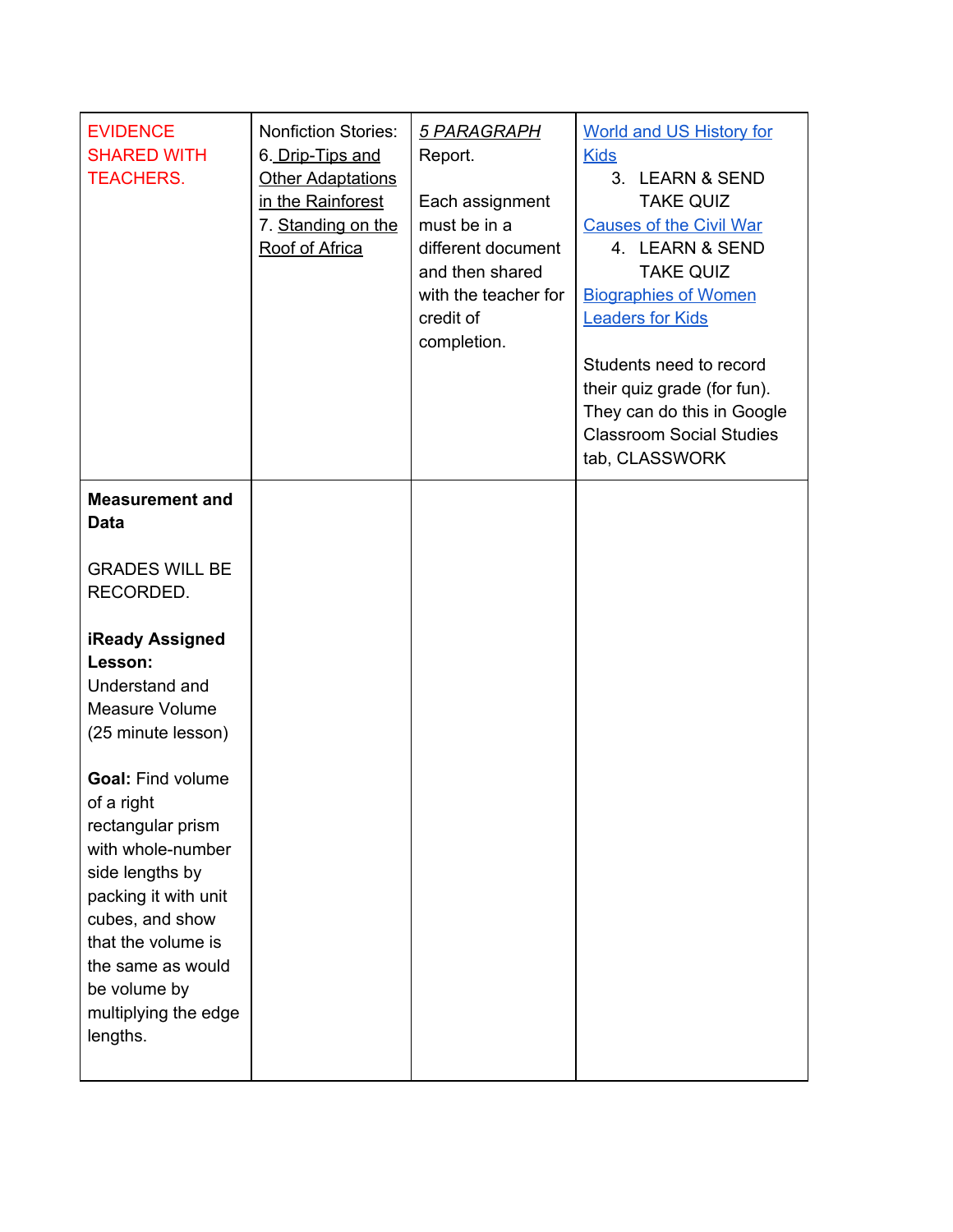| | | | |
|---|---|---|---|
| EVIDENCE SHARED WITH TEACHERS. | Nonfiction Stories:<br>6. Drip-Tips and Other Adaptations in the Rainforest<br>7. Standing on the Roof of Africa | *5 PARAGRAPH* Report.<br><br>Each assignment must be in a different document and then shared with the teacher for credit of completion. | World and US History for Kids<br>3. LEARN & SEND TAKE QUIZ<br>Causes of the Civil War<br>4. LEARN & SEND TAKE QUIZ<br>Biographies of Women Leaders for Kids<br><br>Students need to record their quiz grade (for fun). They can do this in Google Classroom Social Studies tab, CLASSWORK |
| **Measurement and Data**<br><br>GRADES WILL BE RECORDED.<br><br>**iReady Assigned Lesson:**<br>Understand and Measure Volume (25 minute lesson)<br><br>**Goal:** Find volume of a right rectangular prism with whole-number side lengths by packing it with unit cubes, and show that the volume is the same as would be volume by multiplying the edge lengths. | | | |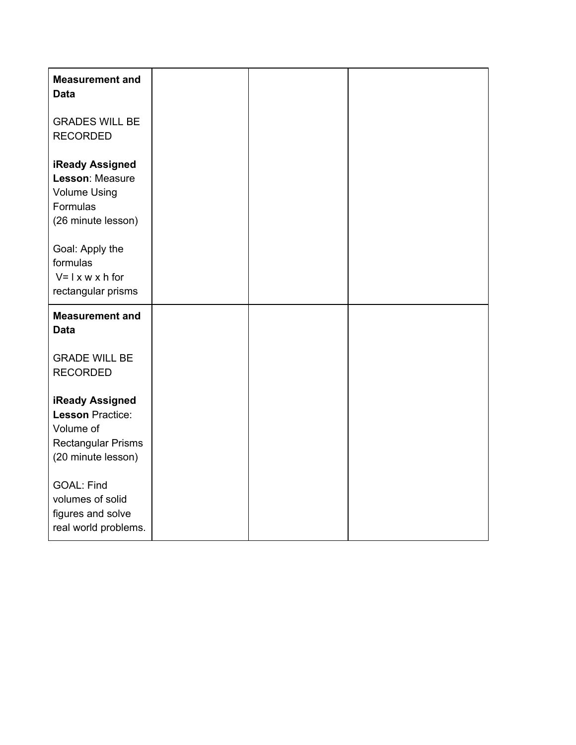| | | | |
|---|---|---|---|
| **Measurement and Data**<br><br>GRADES WILL BE RECORDED<br><br>**iReady Assigned Lesson**: Measure Volume Using Formulas<br>(26 minute lesson)<br><br>Goal: Apply the formulas<br>V= l x w x h for rectangular prisms | | | |
| **Measurement and Data**<br><br>GRADE WILL BE RECORDED<br><br>**iReady Assigned Lesson** Practice: Volume of Rectangular Prisms<br>(20 minute lesson)<br><br>GOAL: Find volumes of solid figures and solve real world problems. | | | |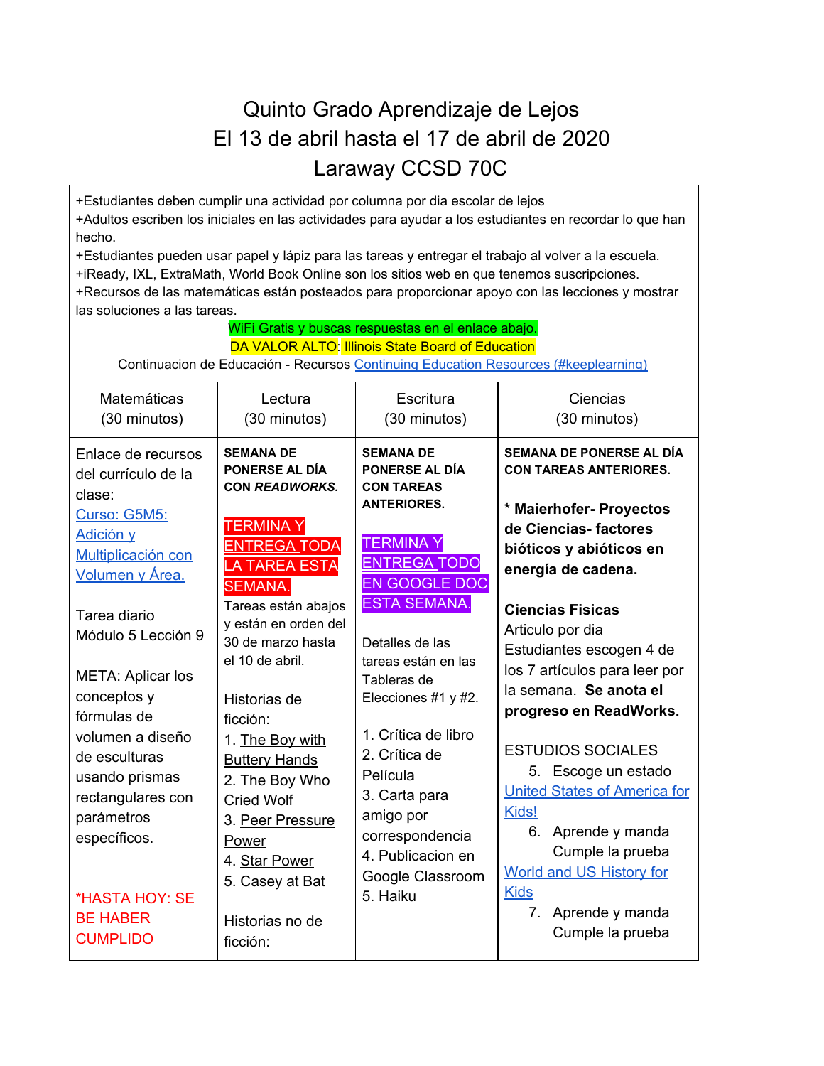# Quinto Grado Aprendizaje de Lejos
# El 13 de abril hasta el 17 de abril de 2020
# Laraway CCSD 70C

+Estudiantes deben cumplir una actividad por columna por dia escolar de lejos
+Adultos escriben los iniciales en las actividades para ayudar a los estudiantes en recordar lo que han hecho.
+Estudiantes pueden usar papel y lápiz para las tareas y entregar el trabajo al volver a la escuela.
+iReady, IXL, ExtraMath, World Book Online son los sitios web en que tenemos suscripciones.
+Recursos de las matemáticas están posteados para proporcionar apoyo con las lecciones y mostrar las soluciones a las tareas.

WiFi Gratis y buscas respuestas en el enlace abajo.
DA VALOR ALTO: Illinois State Board of Education
Continuacion de Educación - Recursos Continuing Education Resources (#keeplearning)

| Matemáticas (30 minutos) | Lectura (30 minutos) | Escritura (30 minutos) | Ciencias (30 minutos) |
|---|---|---|---|
| Enlace de recursos del currículo de la clase:<br>Curso: G5M5: Adición y Multiplicación con Volumen y Área.<br><br>Tarea diario<br>Módulo 5 Lección 9<br><br>META: Aplicar los conceptos y fórmulas de volumen a diseño de esculturas usando prismas rectangulares con parámetros específicos.<br><br>*HASTA HOY: SE BE HABER CUMPLIDO | **SEMANA DE PONERSE AL DÍA CON *READWORKS.***<br><br>TERMINA Y ENTREGA TODA LA TAREA ESTA SEMANA.<br>Tareas están abajos y están en orden del 30 de marzo hasta el 10 de abril.<br><br>Historias de ficción:<br>1. The Boy with Buttery Hands<br>2. The Boy Who Cried Wolf<br>3. Peer Pressure Power<br>4. Star Power<br>5. Casey at Bat<br><br>Historias no de ficción: | **SEMANA DE PONERSE AL DÍA CON TAREAS ANTERIORES.**<br><br>TERMINA Y ENTREGA TODO EN GOOGLE DOC ESTA SEMANA.<br><br>Detalles de las tareas están en las Tableras de Elecciones #1 y #2.<br><br>1. Crítica de libro<br>2. Crítica de Película<br>3. Carta para amigo por correspondencia<br>4. Publicacion en Google Classroom<br>5. Haiku | **SEMANA DE PONERSE AL DÍA CON TAREAS ANTERIORES.**<br><br>**\* Maierhofer- Proyectos de Ciencias- factores bióticos y abióticos en energía de cadena.**<br><br>**Ciencias Fisicas**<br>Articulo por dia<br>Estudiantes escogen 4 de los 7 artículos para leer por la semana. **Se anota el progreso en ReadWorks.**<br><br>ESTUDIOS SOCIALES<br>5. Escoge un estado United States of America for Kids!<br>6. Aprende y manda Cumple la prueba World and US History for Kids<br>7. Aprende y manda Cumple la prueba |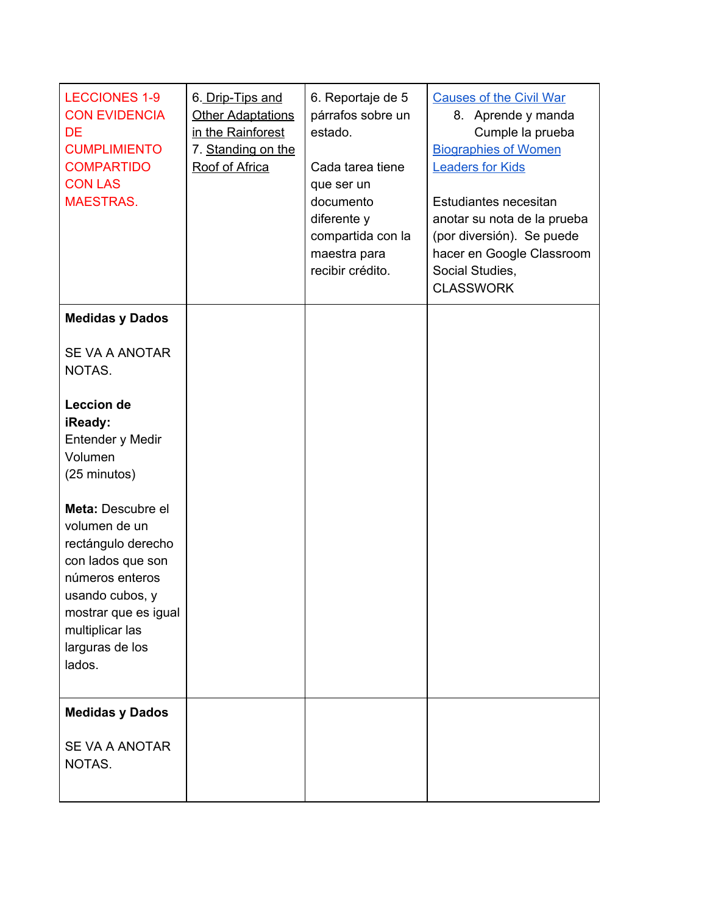| LECCIONES 1-9 CON EVIDENCIA DE CUMPLIMIENTO COMPARTIDO CON LAS MAESTRAS. | 6. Drip-Tips and Other Adaptations in the Rainforest<br>7. Standing on the Roof of Africa | 6. Reportaje de 5 párrafos sobre un estado.<br><br>Cada tarea tiene que ser un documento diferente y compartida con la maestra para recibir crédito. | Causes of the Civil War<br>8. Aprende y manda Cumple la prueba<br>Biographies of Women Leaders for Kids<br><br>Estudiantes necesitan anotar su nota de la prueba (por diversión). Se puede hacer en Google Classroom Social Studies, CLASSWORK |
|---|---|---|---|
| **Medidas y Dados**<br><br>SE VA A ANOTAR NOTAS.<br><br>**Leccion de iReady:**<br>Entender y Medir Volumen<br>(25 minutos)<br><br>**Meta:** Descubre el volumen de un rectángulo derecho con lados que son números enteros usando cubos, y mostrar que es igual multiplicar las larguras de los lados. | | | |
| **Medidas y Dados**<br><br>SE VA A ANOTAR NOTAS. | | | |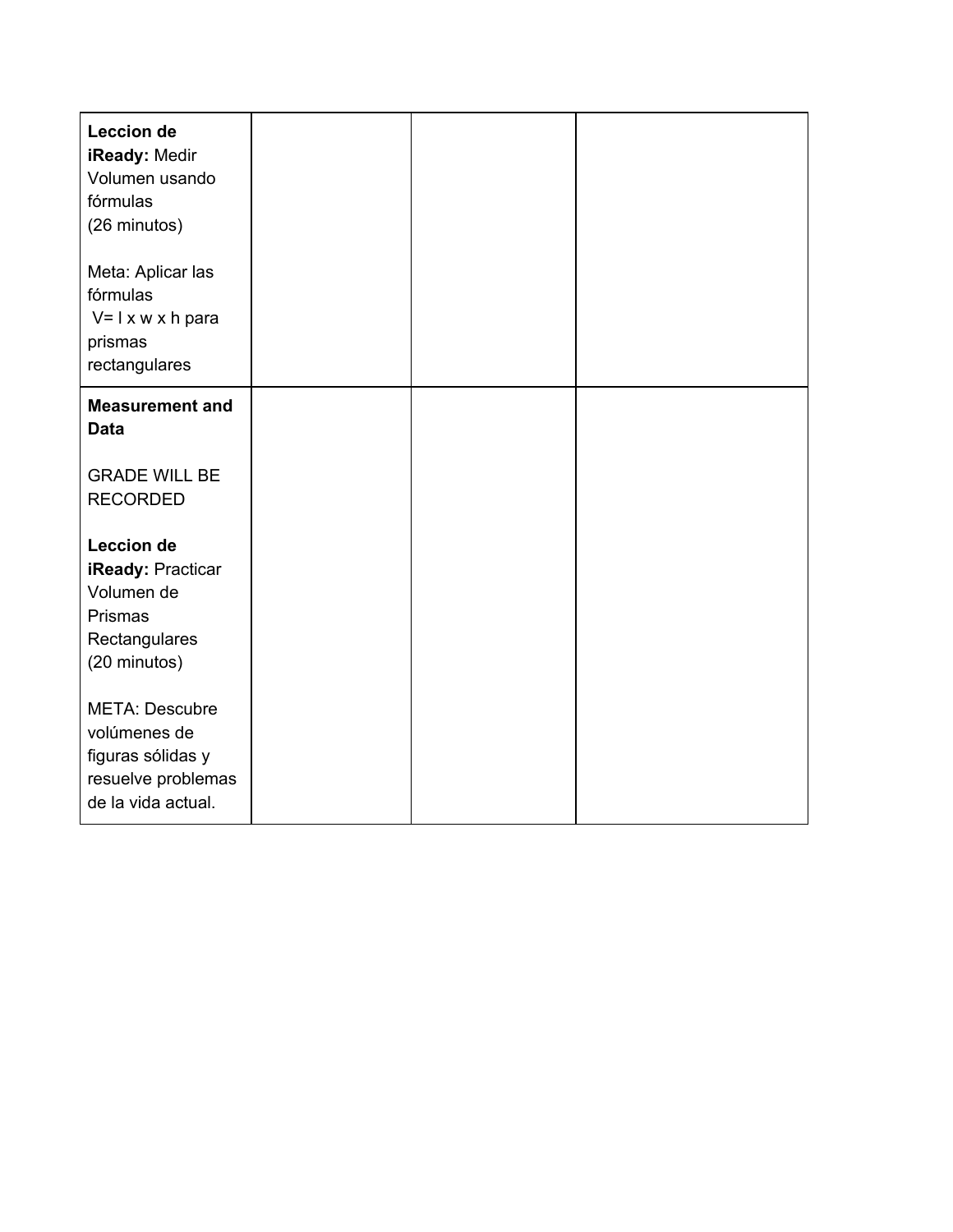| | | | |
|---|---|---|---|
| **Leccion de iReady:** Medir Volumen usando fórmulas<br>(26 minutos)<br><br>Meta: Aplicar las fórmulas<br>V= l x w x h para prismas rectangulares | | | |
| **Measurement and Data**<br><br>GRADE WILL BE RECORDED<br><br>**Leccion de iReady:** Practicar Volumen de Prismas Rectangulares<br>(20 minutos)<br><br>META: Descubre volúmenes de figuras sólidas y resuelve problemas de la vida actual. | | | |